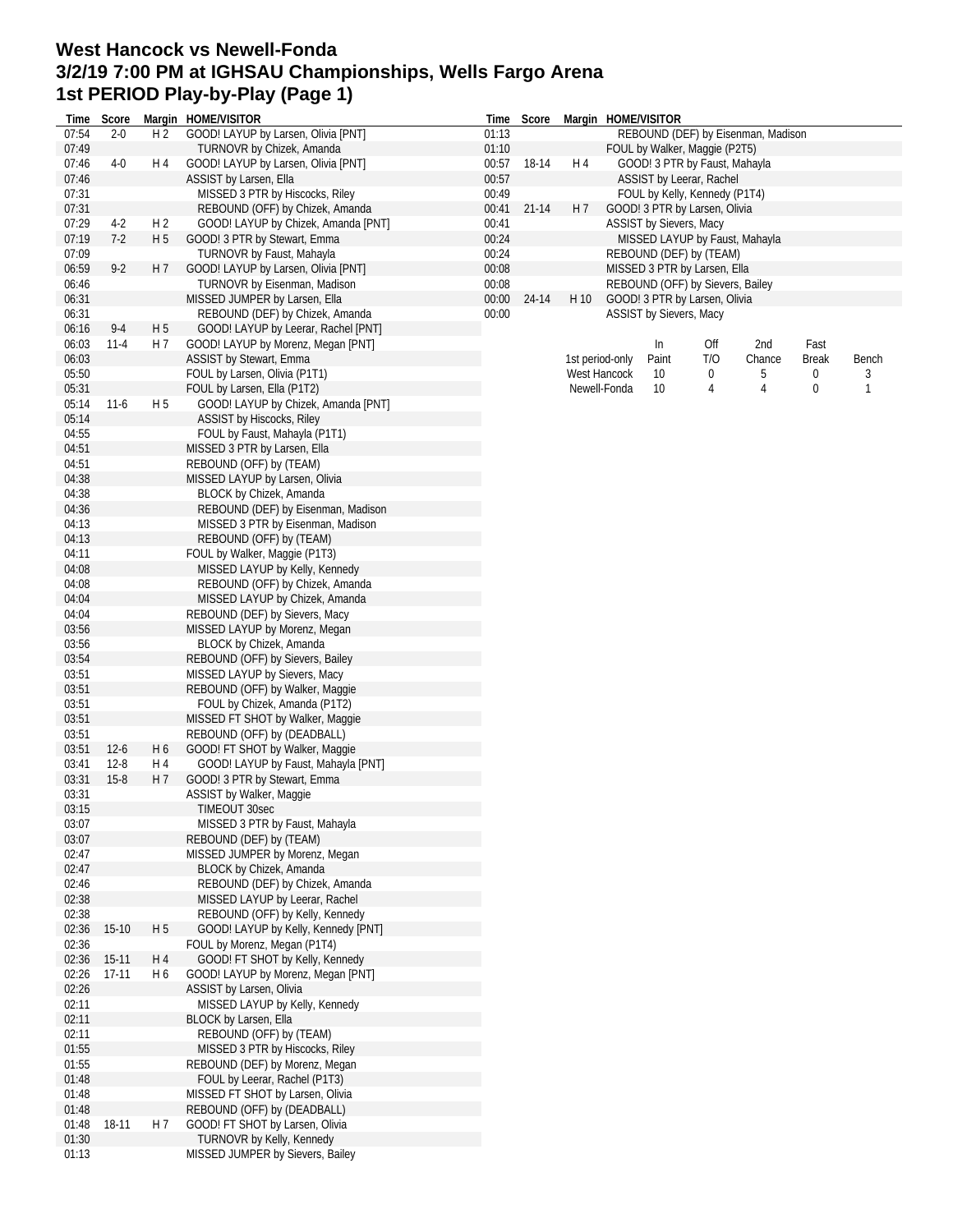# West Hancock vs Newell-Fonda
# 3/2/19 7:00 PM at IGHSAU Championships, Wells Fargo Arena
# 1st PERIOD Play-by-Play (Page 1)

| Time | Score | Margin | HOME/VISITOR |
|---|---|---|---|
| 07:54 | 2-0 | H 2 | GOOD! LAYUP by Larsen, Olivia [PNT] |
| 07:49 | | | TURNOVR by Chizek, Amanda |
| 07:46 | 4-0 | H 4 | GOOD! LAYUP by Larsen, Olivia [PNT] |
| 07:46 | | | ASSIST by Larsen, Ella |
| 07:31 | | | MISSED 3 PTR by Hiscocks, Riley |
| 07:31 | | | REBOUND (OFF) by Chizek, Amanda |
| 07:29 | 4-2 | H 2 | GOOD! LAYUP by Chizek, Amanda [PNT] |
| 07:19 | 7-2 | H 5 | GOOD! 3 PTR by Stewart, Emma |
| 07:09 | | | TURNOVR by Faust, Mahayla |
| 06:59 | 9-2 | H 7 | GOOD! LAYUP by Larsen, Olivia [PNT] |
| 06:46 | | | TURNOVR by Eisenman, Madison |
| 06:31 | | | MISSED JUMPER by Larsen, Ella |
| 06:31 | | | REBOUND (DEF) by Chizek, Amanda |
| 06:16 | 9-4 | H 5 | GOOD! LAYUP by Leerar, Rachel [PNT] |
| 06:03 | 11-4 | H 7 | GOOD! LAYUP by Morenz, Megan [PNT] |
| 06:03 | | | ASSIST by Stewart, Emma |
| 05:50 | | | FOUL by Larsen, Olivia (P1T1) |
| 05:31 | | | FOUL by Larsen, Ella (P1T2) |
| 05:14 | 11-6 | H 5 | GOOD! LAYUP by Chizek, Amanda [PNT] |
| 05:14 | | | ASSIST by Hiscocks, Riley |
| 04:55 | | | FOUL by Faust, Mahayla (P1T1) |
| 04:51 | | | MISSED 3 PTR by Larsen, Ella |
| 04:51 | | | REBOUND (OFF) by (TEAM) |
| 04:38 | | | MISSED LAYUP by Larsen, Olivia |
| 04:38 | | | BLOCK by Chizek, Amanda |
| 04:36 | | | REBOUND (DEF) by Eisenman, Madison |
| 04:13 | | | MISSED 3 PTR by Eisenman, Madison |
| 04:13 | | | REBOUND (OFF) by (TEAM) |
| 04:11 | | | FOUL by Walker, Maggie (P1T3) |
| 04:08 | | | MISSED LAYUP by Kelly, Kennedy |
| 04:08 | | | REBOUND (OFF) by Chizek, Amanda |
| 04:04 | | | MISSED LAYUP by Chizek, Amanda |
| 04:04 | | | REBOUND (DEF) by Sievers, Macy |
| 03:56 | | | MISSED LAYUP by Morenz, Megan |
| 03:56 | | | BLOCK by Chizek, Amanda |
| 03:54 | | | REBOUND (OFF) by Sievers, Bailey |
| 03:51 | | | MISSED LAYUP by Sievers, Macy |
| 03:51 | | | REBOUND (OFF) by Walker, Maggie |
| 03:51 | | | FOUL by Chizek, Amanda (P1T2) |
| 03:51 | | | MISSED FT SHOT by Walker, Maggie |
| 03:51 | | | REBOUND (OFF) by (DEADBALL) |
| 03:51 | 12-6 | H 6 | GOOD! FT SHOT by Walker, Maggie |
| 03:41 | 12-8 | H 4 | GOOD! LAYUP by Faust, Mahayla [PNT] |
| 03:31 | 15-8 | H 7 | GOOD! 3 PTR by Stewart, Emma |
| 03:31 | | | ASSIST by Walker, Maggie |
| 03:15 | | | TIMEOUT 30sec |
| 03:07 | | | MISSED 3 PTR by Faust, Mahayla |
| 03:07 | | | REBOUND (DEF) by (TEAM) |
| 02:47 | | | MISSED JUMPER by Morenz, Megan |
| 02:47 | | | BLOCK by Chizek, Amanda |
| 02:46 | | | REBOUND (DEF) by Chizek, Amanda |
| 02:38 | | | MISSED LAYUP by Leerar, Rachel |
| 02:38 | | | REBOUND (OFF) by Kelly, Kennedy |
| 02:36 | 15-10 | H 5 | GOOD! LAYUP by Kelly, Kennedy [PNT] |
| 02:36 | | | FOUL by Morenz, Megan (P1T4) |
| 02:36 | 15-11 | H 4 | GOOD! FT SHOT by Kelly, Kennedy |
| 02:26 | 17-11 | H 6 | GOOD! LAYUP by Morenz, Megan [PNT] |
| 02:26 | | | ASSIST by Larsen, Olivia |
| 02:11 | | | MISSED LAYUP by Kelly, Kennedy |
| 02:11 | | | BLOCK by Larsen, Ella |
| 02:11 | | | REBOUND (OFF) by (TEAM) |
| 01:55 | | | MISSED 3 PTR by Hiscocks, Riley |
| 01:55 | | | REBOUND (DEF) by Morenz, Megan |
| 01:48 | | | FOUL by Leerar, Rachel (P1T3) |
| 01:48 | | | MISSED FT SHOT by Larsen, Olivia |
| 01:48 | | | REBOUND (OFF) by (DEADBALL) |
| 01:48 | 18-11 | H 7 | GOOD! FT SHOT by Larsen, Olivia |
| 01:30 | | | TURNOVR by Kelly, Kennedy |
| 01:13 | | | MISSED JUMPER by Sievers, Bailey |
| 01:13 | | | REBOUND (DEF) by Eisenman, Madison |
| 01:10 | | | FOUL by Walker, Maggie (P2T5) |
| 00:57 | 18-14 | H 4 | GOOD! 3 PTR by Faust, Mahayla |
| 00:57 | | | ASSIST by Leerar, Rachel |
| 00:49 | | | FOUL by Kelly, Kennedy (P1T4) |
| 00:41 | 21-14 | H 7 | GOOD! 3 PTR by Larsen, Olivia |
| 00:41 | | | ASSIST by Sievers, Macy |
| 00:24 | | | MISSED LAYUP by Faust, Mahayla |
| 00:24 | | | REBOUND (DEF) by (TEAM) |
| 00:08 | | | MISSED 3 PTR by Larsen, Ella |
| 00:08 | | | REBOUND (OFF) by Sievers, Bailey |
| 00:00 | 24-14 | H 10 | GOOD! 3 PTR by Larsen, Olivia |
| 00:00 | | | ASSIST by Sievers, Macy |

| 1st period-only | In Paint | Off T/O | 2nd Chance | Fast Break | Bench |
|---|---|---|---|---|---|
| West Hancock | 10 | 0 | 5 | 0 | 3 |
| Newell-Fonda | 10 | 4 | 4 | 0 | 1 |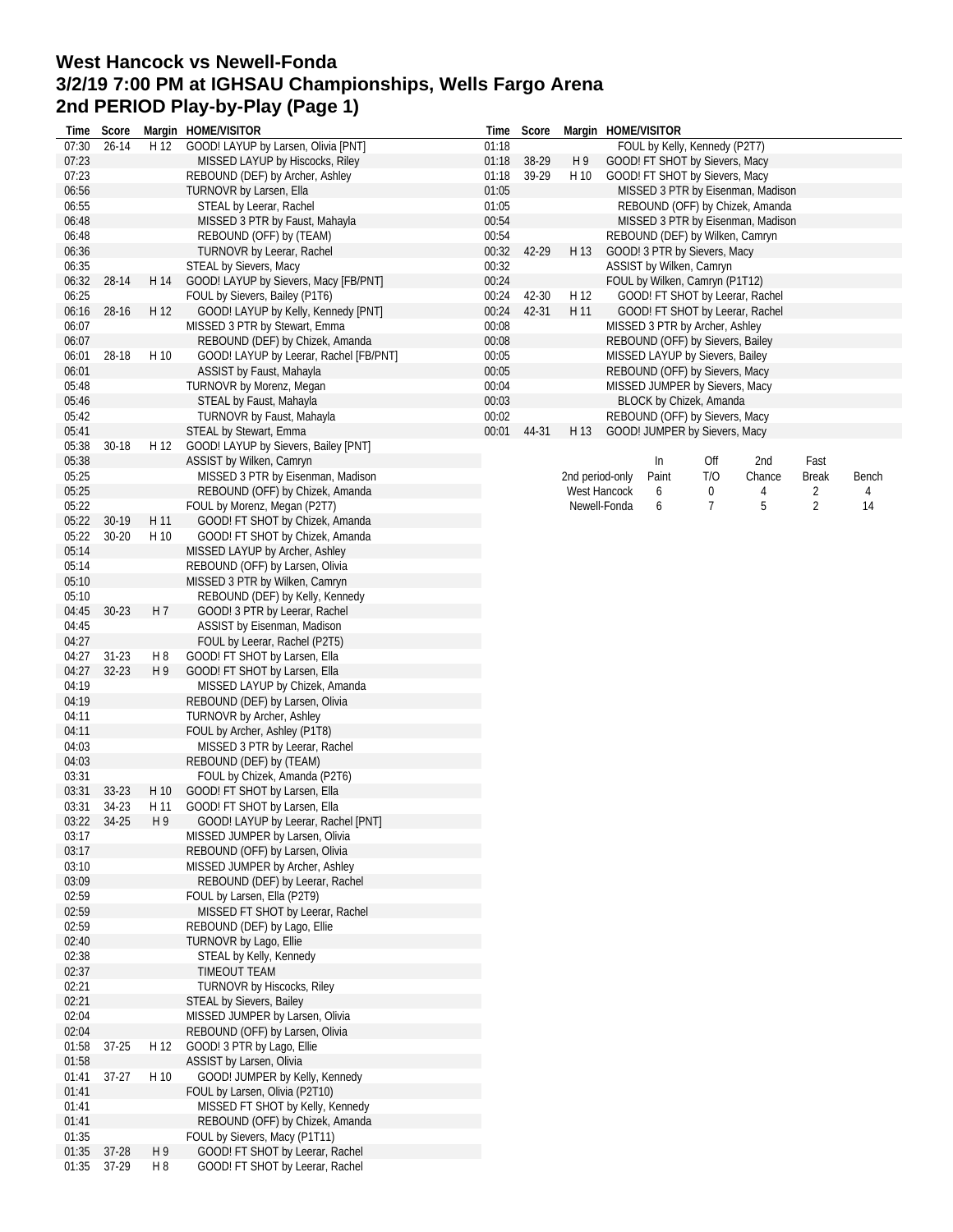# West Hancock vs Newell-Fonda
# 3/2/19 7:00 PM at IGHSAU Championships, Wells Fargo Arena
# 2nd PERIOD Play-by-Play (Page 1)

| Time | Score | Margin | HOME/VISITOR |
|---|---|---|---|
| 07:30 | 26-14 | H 12 | GOOD! LAYUP by Larsen, Olivia [PNT] |
| 07:23 | | | MISSED LAYUP by Hiscocks, Riley |
| 07:23 | | | REBOUND (DEF) by Archer, Ashley |
| 06:56 | | | TURNOVR by Larsen, Ella |
| 06:55 | | | STEAL by Leerar, Rachel |
| 06:48 | | | MISSED 3 PTR by Faust, Mahayla |
| 06:48 | | | REBOUND (OFF) by (TEAM) |
| 06:36 | | | TURNOVR by Leerar, Rachel |
| 06:35 | | | STEAL by Sievers, Macy |
| 06:32 | 28-14 | H 14 | GOOD! LAYUP by Sievers, Macy [FB/PNT] |
| 06:25 | | | FOUL by Sievers, Bailey (P1T6) |
| 06:16 | 28-16 | H 12 | GOOD! LAYUP by Kelly, Kennedy [PNT] |
| 06:07 | | | MISSED 3 PTR by Stewart, Emma |
| 06:07 | | | REBOUND (DEF) by Chizek, Amanda |
| 06:01 | 28-18 | H 10 | GOOD! LAYUP by Leerar, Rachel [FB/PNT] |
| 06:01 | | | ASSIST by Faust, Mahayla |
| 05:48 | | | TURNOVR by Morenz, Megan |
| 05:46 | | | STEAL by Faust, Mahayla |
| 05:42 | | | TURNOVR by Faust, Mahayla |
| 05:41 | | | STEAL by Stewart, Emma |
| 05:38 | 30-18 | H 12 | GOOD! LAYUP by Sievers, Bailey [PNT] |
| 05:38 | | | ASSIST by Wilken, Camryn |
| 05:25 | | | MISSED 3 PTR by Eisenman, Madison |
| 05:25 | | | REBOUND (OFF) by Chizek, Amanda |
| 05:22 | | | FOUL by Morenz, Megan (P2T7) |
| 05:22 | 30-19 | H 11 | GOOD! FT SHOT by Chizek, Amanda |
| 05:22 | 30-20 | H 10 | GOOD! FT SHOT by Chizek, Amanda |
| 05:14 | | | MISSED LAYUP by Archer, Ashley |
| 05:14 | | | REBOUND (OFF) by Larsen, Olivia |
| 05:10 | | | MISSED 3 PTR by Wilken, Camryn |
| 05:10 | | | REBOUND (DEF) by Kelly, Kennedy |
| 04:45 | 30-23 | H 7 | GOOD! 3 PTR by Leerar, Rachel |
| 04:45 | | | ASSIST by Eisenman, Madison |
| 04:27 | | | FOUL by Leerar, Rachel (P2T5) |
| 04:27 | 31-23 | H 8 | GOOD! FT SHOT by Larsen, Ella |
| 04:27 | 32-23 | H 9 | GOOD! FT SHOT by Larsen, Ella |
| 04:19 | | | MISSED LAYUP by Chizek, Amanda |
| 04:19 | | | REBOUND (DEF) by Larsen, Olivia |
| 04:11 | | | TURNOVR by Archer, Ashley |
| 04:11 | | | FOUL by Archer, Ashley (P1T8) |
| 04:03 | | | MISSED 3 PTR by Leerar, Rachel |
| 04:03 | | | REBOUND (DEF) by (TEAM) |
| 03:31 | | | FOUL by Chizek, Amanda (P2T6) |
| 03:31 | 33-23 | H 10 | GOOD! FT SHOT by Larsen, Ella |
| 03:31 | 34-23 | H 11 | GOOD! FT SHOT by Larsen, Ella |
| 03:22 | 34-25 | H 9 | GOOD! LAYUP by Leerar, Rachel [PNT] |
| 03:17 | | | MISSED JUMPER by Larsen, Olivia |
| 03:17 | | | REBOUND (OFF) by Larsen, Olivia |
| 03:10 | | | MISSED JUMPER by Archer, Ashley |
| 03:09 | | | REBOUND (DEF) by Leerar, Rachel |
| 02:59 | | | FOUL by Larsen, Ella (P2T9) |
| 02:59 | | | MISSED FT SHOT by Leerar, Rachel |
| 02:59 | | | REBOUND (DEF) by Lago, Ellie |
| 02:40 | | | TURNOVR by Lago, Ellie |
| 02:38 | | | STEAL by Kelly, Kennedy |
| 02:37 | | | TIMEOUT TEAM |
| 02:21 | | | TURNOVR by Hiscocks, Riley |
| 02:21 | | | STEAL by Sievers, Bailey |
| 02:04 | | | MISSED JUMPER by Larsen, Olivia |
| 02:04 | | | REBOUND (OFF) by Larsen, Olivia |
| 01:58 | 37-25 | H 12 | GOOD! 3 PTR by Lago, Ellie |
| 01:58 | | | ASSIST by Larsen, Olivia |
| 01:41 | 37-27 | H 10 | GOOD! JUMPER by Kelly, Kennedy |
| 01:41 | | | FOUL by Larsen, Olivia (P2T10) |
| 01:41 | | | MISSED FT SHOT by Kelly, Kennedy |
| 01:41 | | | REBOUND (OFF) by Chizek, Amanda |
| 01:35 | | | FOUL by Sievers, Macy (P1T11) |
| 01:35 | 37-28 | H 9 | GOOD! FT SHOT by Leerar, Rachel |
| 01:35 | 37-29 | H 8 | GOOD! FT SHOT by Leerar, Rachel |
| 01:18 | | | FOUL by Kelly, Kennedy (P2T7) |
| 01:18 | 38-29 | H 9 | GOOD! FT SHOT by Sievers, Macy |
| 01:18 | 39-29 | H 10 | GOOD! FT SHOT by Sievers, Macy |
| 01:05 | | | MISSED 3 PTR by Eisenman, Madison |
| 01:05 | | | REBOUND (OFF) by Chizek, Amanda |
| 00:54 | | | MISSED 3 PTR by Eisenman, Madison |
| 00:54 | | | REBOUND (DEF) by Wilken, Camryn |
| 00:32 | 42-29 | H 13 | GOOD! 3 PTR by Sievers, Macy |
| 00:32 | | | ASSIST by Wilken, Camryn |
| 00:24 | | | FOUL by Wilken, Camryn (P1T12) |
| 00:24 | 42-30 | H 12 | GOOD! FT SHOT by Leerar, Rachel |
| 00:24 | 42-31 | H 11 | GOOD! FT SHOT by Leerar, Rachel |
| 00:08 | | | MISSED 3 PTR by Archer, Ashley |
| 00:08 | | | REBOUND (OFF) by Sievers, Bailey |
| 00:05 | | | MISSED LAYUP by Sievers, Bailey |
| 00:05 | | | REBOUND (OFF) by Sievers, Macy |
| 00:04 | | | MISSED JUMPER by Sievers, Macy |
| 00:03 | | | BLOCK by Chizek, Amanda |
| 00:02 | | | REBOUND (OFF) by Sievers, Macy |
| 00:01 | 44-31 | H 13 | GOOD! JUMPER by Sievers, Macy |

| 2nd period-only | In Paint | Off T/O | 2nd Chance | Fast Break | Bench |
|---|---|---|---|---|---|
| West Hancock | 6 | 0 | 4 | 2 | 4 |
| Newell-Fonda | 6 | 7 | 5 | 2 | 14 |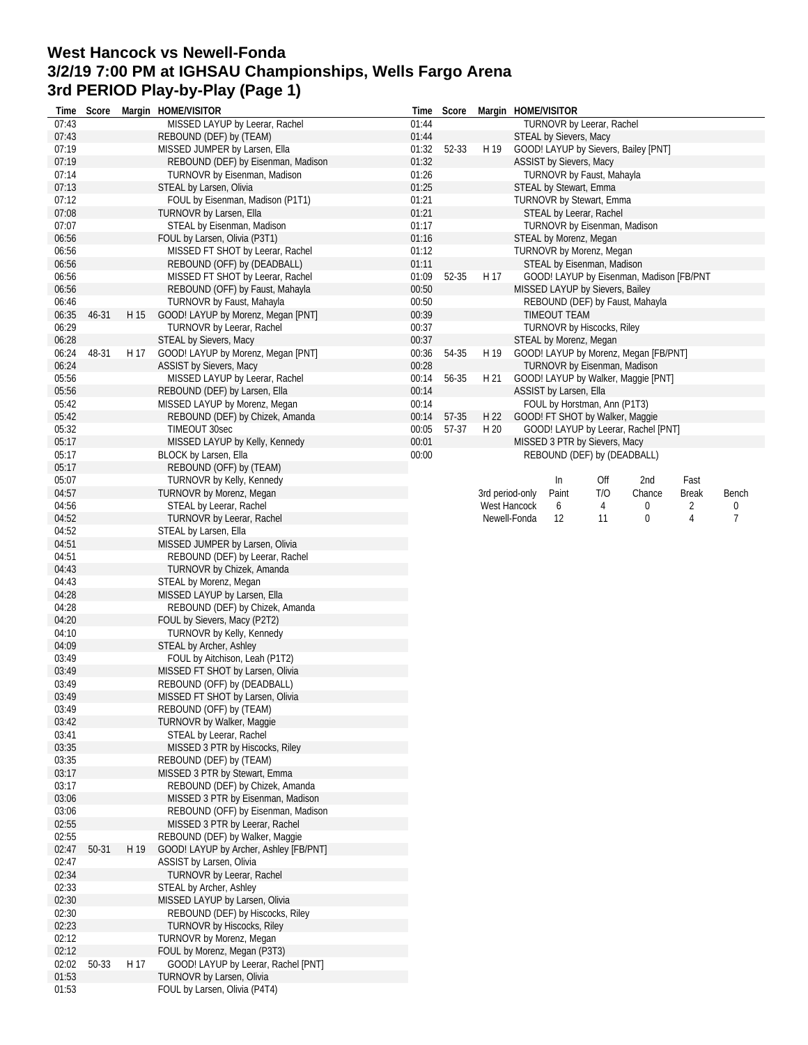# West Hancock vs Newell-Fonda
## 3/2/19 7:00 PM at IGHSAU Championships, Wells Fargo Arena
## 3rd PERIOD Play-by-Play (Page 1)

| Time | Score | Margin | HOME/VISITOR |
|---|---|---|---|
| 07:43 | | | MISSED LAYUP by Leerar, Rachel |
| 07:43 | | | REBOUND (DEF) by (TEAM) |
| 07:19 | | | MISSED JUMPER by Larsen, Ella |
| 07:19 | | | REBOUND (DEF) by Eisenman, Madison |
| 07:14 | | | TURNOVR by Eisenman, Madison |
| 07:13 | | | STEAL by Larsen, Olivia |
| 07:12 | | | FOUL by Eisenman, Madison (P1T1) |
| 07:08 | | | TURNOVR by Larsen, Ella |
| 07:07 | | | STEAL by Eisenman, Madison |
| 06:56 | | | FOUL by Larsen, Olivia (P3T1) |
| 06:56 | | | MISSED FT SHOT by Leerar, Rachel |
| 06:56 | | | REBOUND (OFF) by (DEADBALL) |
| 06:56 | | | MISSED FT SHOT by Leerar, Rachel |
| 06:56 | | | REBOUND (OFF) by Faust, Mahayla |
| 06:46 | | | TURNOVR by Faust, Mahayla |
| 06:35 | 46-31 | H 15 | GOOD! LAYUP by Morenz, Megan [PNT] |
| 06:29 | | | TURNOVR by Leerar, Rachel |
| 06:28 | | | STEAL by Sievers, Macy |
| 06:24 | 48-31 | H 17 | GOOD! LAYUP by Morenz, Megan [PNT] |
| 06:24 | | | ASSIST by Sievers, Macy |
| 05:56 | | | MISSED LAYUP by Leerar, Rachel |
| 05:56 | | | REBOUND (DEF) by Larsen, Ella |
| 05:42 | | | MISSED LAYUP by Morenz, Megan |
| 05:42 | | | REBOUND (DEF) by Chizek, Amanda |
| 05:32 | | | TIMEOUT 30sec |
| 05:17 | | | MISSED LAYUP by Kelly, Kennedy |
| 05:17 | | | BLOCK by Larsen, Ella |
| 05:17 | | | REBOUND (OFF) by (TEAM) |
| 05:07 | | | TURNOVR by Kelly, Kennedy |
| 04:57 | | | TURNOVR by Morenz, Megan |
| 04:56 | | | STEAL by Leerar, Rachel |
| 04:52 | | | TURNOVR by Leerar, Rachel |
| 04:52 | | | STEAL by Larsen, Ella |
| 04:51 | | | MISSED JUMPER by Larsen, Olivia |
| 04:51 | | | REBOUND (DEF) by Leerar, Rachel |
| 04:43 | | | TURNOVR by Chizek, Amanda |
| 04:43 | | | STEAL by Morenz, Megan |
| 04:28 | | | MISSED LAYUP by Larsen, Ella |
| 04:28 | | | REBOUND (DEF) by Chizek, Amanda |
| 04:20 | | | FOUL by Sievers, Macy (P2T2) |
| 04:10 | | | TURNOVR by Kelly, Kennedy |
| 04:09 | | | STEAL by Archer, Ashley |
| 03:49 | | | FOUL by Aitchison, Leah (P1T2) |
| 03:49 | | | MISSED FT SHOT by Larsen, Olivia |
| 03:49 | | | REBOUND (OFF) by (DEADBALL) |
| 03:49 | | | MISSED FT SHOT by Larsen, Olivia |
| 03:49 | | | REBOUND (OFF) by (TEAM) |
| 03:42 | | | TURNOVR by Walker, Maggie |
| 03:41 | | | STEAL by Leerar, Rachel |
| 03:35 | | | MISSED 3 PTR by Hiscocks, Riley |
| 03:35 | | | REBOUND (DEF) by (TEAM) |
| 03:17 | | | MISSED 3 PTR by Stewart, Emma |
| 03:17 | | | REBOUND (DEF) by Chizek, Amanda |
| 03:06 | | | MISSED 3 PTR by Eisenman, Madison |
| 03:06 | | | REBOUND (OFF) by Eisenman, Madison |
| 02:55 | | | MISSED 3 PTR by Leerar, Rachel |
| 02:55 | | | REBOUND (DEF) by Walker, Maggie |
| 02:47 | 50-31 | H 19 | GOOD! LAYUP by Archer, Ashley [FB/PNT] |
| 02:47 | | | ASSIST by Larsen, Olivia |
| 02:34 | | | TURNOVR by Leerar, Rachel |
| 02:33 | | | STEAL by Archer, Ashley |
| 02:30 | | | MISSED LAYUP by Larsen, Olivia |
| 02:30 | | | REBOUND (DEF) by Hiscocks, Riley |
| 02:23 | | | TURNOVR by Hiscocks, Riley |
| 02:12 | | | TURNOVR by Morenz, Megan |
| 02:12 | | | FOUL by Morenz, Megan (P3T3) |
| 02:02 | 50-33 | H 17 | GOOD! LAYUP by Leerar, Rachel [PNT] |
| 01:53 | | | TURNOVR by Larsen, Olivia |
| 01:53 | | | FOUL by Larsen, Olivia (P4T4) |
| 01:44 | | | TURNOVR by Leerar, Rachel |
| 01:44 | | | STEAL by Sievers, Macy |
| 01:32 | 52-33 | H 19 | GOOD! LAYUP by Sievers, Bailey [PNT] |
| 01:32 | | | ASSIST by Sievers, Macy |
| 01:26 | | | TURNOVR by Faust, Mahayla |
| 01:25 | | | STEAL by Stewart, Emma |
| 01:21 | | | TURNOVR by Stewart, Emma |
| 01:21 | | | STEAL by Leerar, Rachel |
| 01:17 | | | TURNOVR by Eisenman, Madison |
| 01:16 | | | STEAL by Morenz, Megan |
| 01:12 | | | TURNOVR by Morenz, Megan |
| 01:11 | | | STEAL by Eisenman, Madison |
| 01:09 | 52-35 | H 17 | GOOD! LAYUP by Eisenman, Madison [FB/PNT |
| 00:50 | | | MISSED LAYUP by Sievers, Bailey |
| 00:50 | | | REBOUND (DEF) by Faust, Mahayla |
| 00:39 | | | TIMEOUT TEAM |
| 00:37 | | | TURNOVR by Hiscocks, Riley |
| 00:37 | | | STEAL by Morenz, Megan |
| 00:36 | 54-35 | H 19 | GOOD! LAYUP by Morenz, Megan [FB/PNT] |
| 00:28 | | | TURNOVR by Eisenman, Madison |
| 00:14 | 56-35 | H 21 | GOOD! LAYUP by Walker, Maggie [PNT] |
| 00:14 | | | ASSIST by Larsen, Ella |
| 00:14 | | | FOUL by Horstman, Ann (P1T3) |
| 00:14 | 57-35 | H 22 | GOOD! FT SHOT by Walker, Maggie |
| 00:05 | 57-37 | H 20 | GOOD! LAYUP by Leerar, Rachel [PNT] |
| 00:01 | | | MISSED 3 PTR by Sievers, Macy |
| 00:00 | | | REBOUND (DEF) by (DEADBALL) |

| 3rd period-only | In Paint | Off T/O | 2nd Chance | Fast Break | Bench |
|---|---|---|---|---|---|
| West Hancock | 6 | 4 | 0 | 2 | 0 |
| Newell-Fonda | 12 | 11 | 0 | 4 | 7 |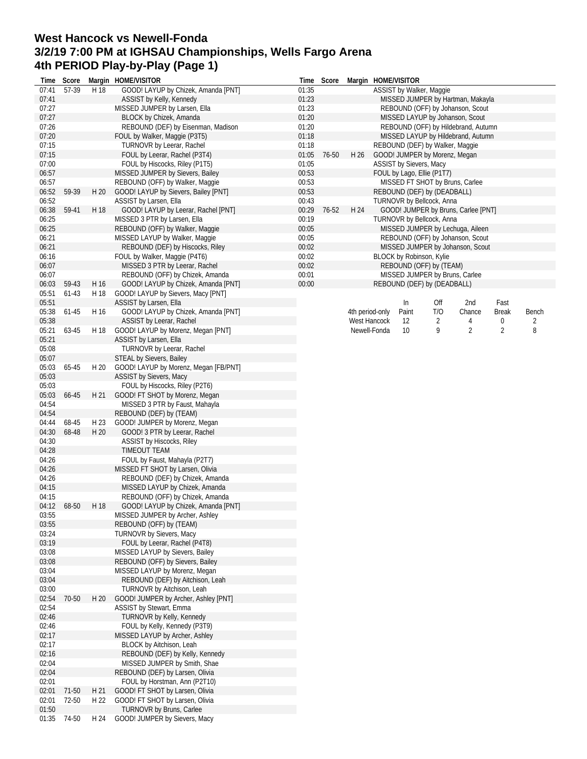# West Hancock vs Newell-Fonda
# 3/2/19 7:00 PM at IGHSAU Championships, Wells Fargo Arena
# 4th PERIOD Play-by-Play (Page 1)

| Time | Score | Margin | HOME/VISITOR |
|---|---|---|---|
| 07:41 | 57-39 | H 18 | GOOD! LAYUP by Chizek, Amanda [PNT] |
| 07:41 | | | ASSIST by Kelly, Kennedy |
| 07:27 | | | MISSED JUMPER by Larsen, Ella |
| 07:27 | | | BLOCK by Chizek, Amanda |
| 07:26 | | | REBOUND (DEF) by Eisenman, Madison |
| 07:20 | | | FOUL by Walker, Maggie (P3T5) |
| 07:15 | | | TURNOVR by Leerar, Rachel |
| 07:15 | | | FOUL by Leerar, Rachel (P3T4) |
| 07:00 | | | FOUL by Hiscocks, Riley (P1T5) |
| 06:57 | | | MISSED JUMPER by Sievers, Bailey |
| 06:57 | | | REBOUND (OFF) by Walker, Maggie |
| 06:52 | 59-39 | H 20 | GOOD! LAYUP by Sievers, Bailey [PNT] |
| 06:52 | | | ASSIST by Larsen, Ella |
| 06:38 | 59-41 | H 18 | GOOD! LAYUP by Leerar, Rachel [PNT] |
| 06:25 | | | MISSED 3 PTR by Larsen, Ella |
| 06:25 | | | REBOUND (OFF) by Walker, Maggie |
| 06:21 | | | MISSED LAYUP by Walker, Maggie |
| 06:21 | | | REBOUND (DEF) by Hiscocks, Riley |
| 06:16 | | | FOUL by Walker, Maggie (P4T6) |
| 06:07 | | | MISSED 3 PTR by Leerar, Rachel |
| 06:07 | | | REBOUND (OFF) by Chizek, Amanda |
| 06:03 | 59-43 | H 16 | GOOD! LAYUP by Chizek, Amanda [PNT] |
| 05:51 | 61-43 | H 18 | GOOD! LAYUP by Sievers, Macy [PNT] |
| 05:51 | | | ASSIST by Larsen, Ella |
| 05:38 | 61-45 | H 16 | GOOD! LAYUP by Chizek, Amanda [PNT] |
| 05:38 | | | ASSIST by Leerar, Rachel |
| 05:21 | 63-45 | H 18 | GOOD! LAYUP by Morenz, Megan [PNT] |
| 05:21 | | | ASSIST by Larsen, Ella |
| 05:08 | | | TURNOVR by Leerar, Rachel |
| 05:07 | | | STEAL by Sievers, Bailey |
| 05:03 | 65-45 | H 20 | GOOD! LAYUP by Morenz, Megan [FB/PNT] |
| 05:03 | | | ASSIST by Sievers, Macy |
| 05:03 | | | FOUL by Hiscocks, Riley (P2T6) |
| 05:03 | 66-45 | H 21 | GOOD! FT SHOT by Morenz, Megan |
| 04:54 | | | MISSED 3 PTR by Faust, Mahayla |
| 04:54 | | | REBOUND (DEF) by (TEAM) |
| 04:44 | 68-45 | H 23 | GOOD! JUMPER by Morenz, Megan |
| 04:30 | 68-48 | H 20 | GOOD! 3 PTR by Leerar, Rachel |
| 04:30 | | | ASSIST by Hiscocks, Riley |
| 04:28 | | | TIMEOUT TEAM |
| 04:26 | | | FOUL by Faust, Mahayla (P2T7) |
| 04:26 | | | MISSED FT SHOT by Larsen, Olivia |
| 04:26 | | | REBOUND (DEF) by Chizek, Amanda |
| 04:15 | | | MISSED LAYUP by Chizek, Amanda |
| 04:15 | | | REBOUND (OFF) by Chizek, Amanda |
| 04:12 | 68-50 | H 18 | GOOD! LAYUP by Chizek, Amanda [PNT] |
| 03:55 | | | MISSED JUMPER by Archer, Ashley |
| 03:55 | | | REBOUND (OFF) by (TEAM) |
| 03:24 | | | TURNOVR by Sievers, Macy |
| 03:19 | | | FOUL by Leerar, Rachel (P4T8) |
| 03:08 | | | MISSED LAYUP by Sievers, Bailey |
| 03:08 | | | REBOUND (OFF) by Sievers, Bailey |
| 03:04 | | | MISSED LAYUP by Morenz, Megan |
| 03:04 | | | REBOUND (DEF) by Aitchison, Leah |
| 03:00 | | | TURNOVR by Aitchison, Leah |
| 02:54 | 70-50 | H 20 | GOOD! JUMPER by Archer, Ashley [PNT] |
| 02:54 | | | ASSIST by Stewart, Emma |
| 02:46 | | | TURNOVR by Kelly, Kennedy |
| 02:46 | | | FOUL by Kelly, Kennedy (P3T9) |
| 02:17 | | | MISSED LAYUP by Archer, Ashley |
| 02:17 | | | BLOCK by Aitchison, Leah |
| 02:16 | | | REBOUND (DEF) by Kelly, Kennedy |
| 02:04 | | | MISSED JUMPER by Smith, Shae |
| 02:04 | | | REBOUND (DEF) by Larsen, Olivia |
| 02:01 | | | FOUL by Horstman, Ann (P2T10) |
| 02:01 | 71-50 | H 21 | GOOD! FT SHOT by Larsen, Olivia |
| 02:01 | 72-50 | H 22 | GOOD! FT SHOT by Larsen, Olivia |
| 01:50 | | | TURNOVR by Bruns, Carlee |
| 01:35 | 74-50 | H 24 | GOOD! JUMPER by Sievers, Macy |
| 01:35 | | | ASSIST by Walker, Maggie |
| 01:23 | | | MISSED JUMPER by Hartman, Makayla |
| 01:23 | | | REBOUND (OFF) by Johanson, Scout |
| 01:20 | | | MISSED LAYUP by Johanson, Scout |
| 01:20 | | | REBOUND (OFF) by Hildebrand, Autumn |
| 01:18 | | | MISSED LAYUP by Hildebrand, Autumn |
| 01:18 | | | REBOUND (DEF) by Walker, Maggie |
| 01:05 | 76-50 | H 26 | GOOD! JUMPER by Morenz, Megan |
| 01:05 | | | ASSIST by Sievers, Macy |
| 00:53 | | | FOUL by Lago, Ellie (P1T7) |
| 00:53 | | | MISSED FT SHOT by Bruns, Carlee |
| 00:53 | | | REBOUND (DEF) by (DEADBALL) |
| 00:43 | | | TURNOVR by Bellcock, Anna |
| 00:29 | 76-52 | H 24 | GOOD! JUMPER by Bruns, Carlee [PNT] |
| 00:19 | | | TURNOVR by Bellcock, Anna |
| 00:05 | | | MISSED JUMPER by Lechuga, Aileen |
| 00:05 | | | REBOUND (OFF) by Johanson, Scout |
| 00:02 | | | MISSED JUMPER by Johanson, Scout |
| 00:02 | | | BLOCK by Robinson, Kylie |
| 00:02 | | | REBOUND (OFF) by (TEAM) |
| 00:01 | | | MISSED JUMPER by Bruns, Carlee |
| 00:00 | | | REBOUND (DEF) by (DEADBALL) |

| 4th period-only | In Paint | Off T/O | 2nd Chance | Fast Break | Bench |
|---|---|---|---|---|---|
| West Hancock | 12 | 2 | 4 | 0 | 2 |
| Newell-Fonda | 10 | 9 | 2 | 2 | 8 |